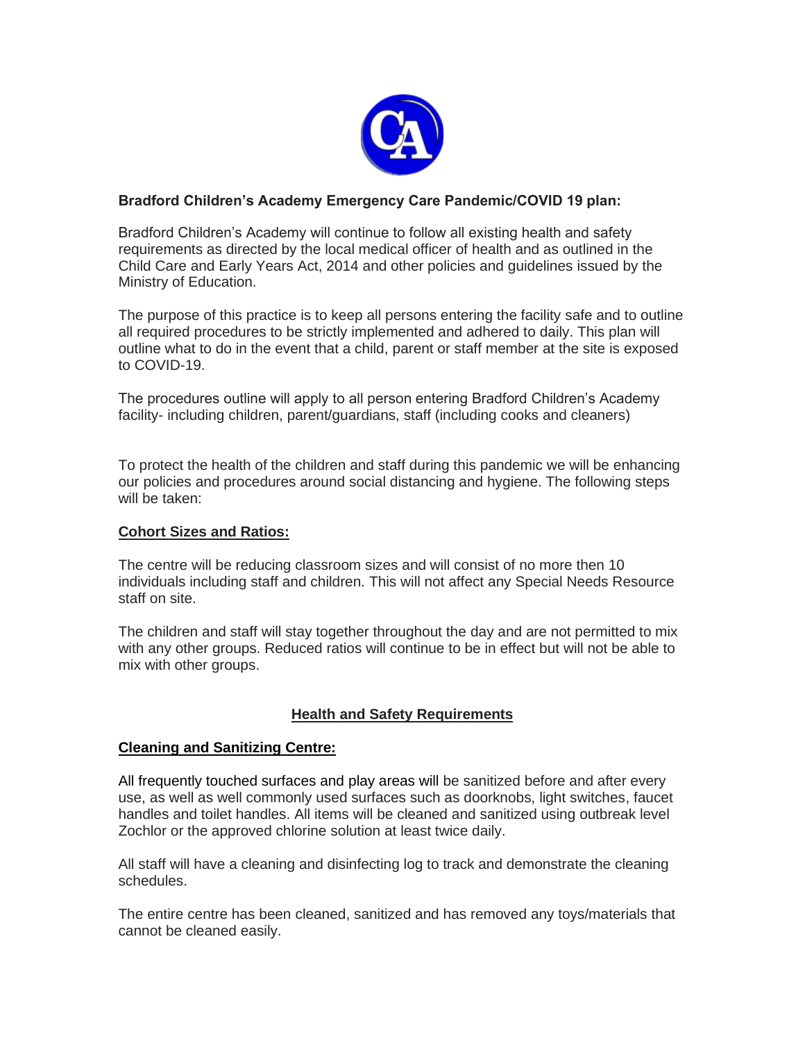**Bradford Children's Academy Emergency Care Pandemic/COVID 19 plan:**

Bradford Children's Academy will continue to follow all existing health and safety requirements as directed by the local medical officer of health and as outlined in the Child Care and Early Years Act, 2014 and other policies and guidelines issued by the Ministry of Education.

The purpose of this practice is to keep all persons entering the facility safe and to outline all required procedures to be strictly implemented and adhered to daily. This plan will outline what to do in the event that a child, parent or staff member at the site is exposed to COVID-19.

The procedures outline will apply to all person entering Bradford Children's Academy facility- including children, parent/guardians, staff (including cooks and cleaners)

To protect the health of the children and staff during this pandemic we will be enhancing our policies and procedures around social distancing and hygiene. The following steps will be taken:

**Cohort Sizes and Ratios:**

The centre will be reducing classroom sizes and will consist of no more then 10 individuals including staff and children. This will not affect any Special Needs Resource staff on site.

The children and staff will stay together throughout the day and are not permitted to mix with any other groups. Reduced ratios will continue to be in effect but will not be able to mix with other groups.

## Health and Safety Requirements

**Cleaning and Sanitizing Centre:**

All frequently touched surfaces and play areas will be sanitized before and after every use, as well as well commonly used surfaces such as doorknobs, light switches, faucet handles and toilet handles. All items will be cleaned and sanitized using outbreak level Zochlor or the approved chlorine solution at least twice daily.

All staff will have a cleaning and disinfecting log to track and demonstrate the cleaning schedules.

The entire centre has been cleaned, sanitized and has removed any toys/materials that cannot be cleaned easily.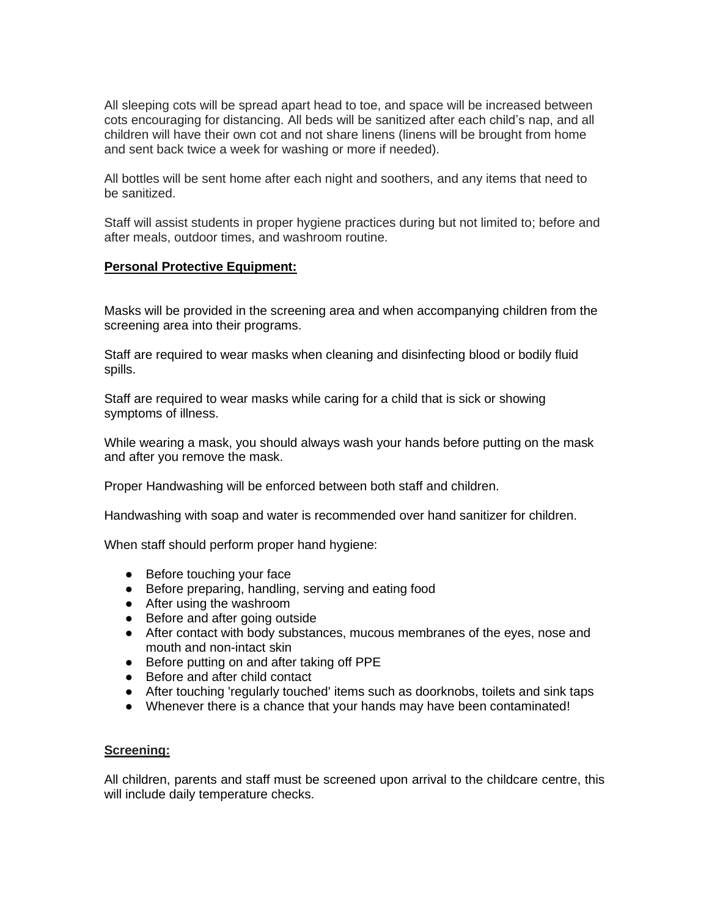All sleeping cots will be spread apart head to toe, and space will be increased between cots encouraging for distancing. All beds will be sanitized after each child's nap, and all children will have their own cot and not share linens (linens will be brought from home and sent back twice a week for washing or more if needed).

All bottles will be sent home after each night and soothers, and any items that need to be sanitized.

Staff will assist students in proper hygiene practices during but not limited to; before and after meals, outdoor times, and washroom routine.

**Personal Protective Equipment:**

Masks will be provided in the screening area and when accompanying children from the screening area into their programs.

Staff are required to wear masks when cleaning and disinfecting blood or bodily fluid spills.

Staff are required to wear masks while caring for a child that is sick or showing symptoms of illness.

While wearing a mask, you should always wash your hands before putting on the mask and after you remove the mask.

Proper Handwashing will be enforced between both staff and children.

Handwashing with soap and water is recommended over hand sanitizer for children.

When staff should perform proper hand hygiene:

- Before touching your face
- Before preparing, handling, serving and eating food
- After using the washroom
- Before and after going outside
- After contact with body substances, mucous membranes of the eyes, nose and mouth and non-intact skin
- Before putting on and after taking off PPE
- Before and after child contact
- After touching 'regularly touched' items such as doorknobs, toilets and sink taps
- Whenever there is a chance that your hands may have been contaminated!

**Screening:**

All children, parents and staff must be screened upon arrival to the childcare centre, this will include daily temperature checks.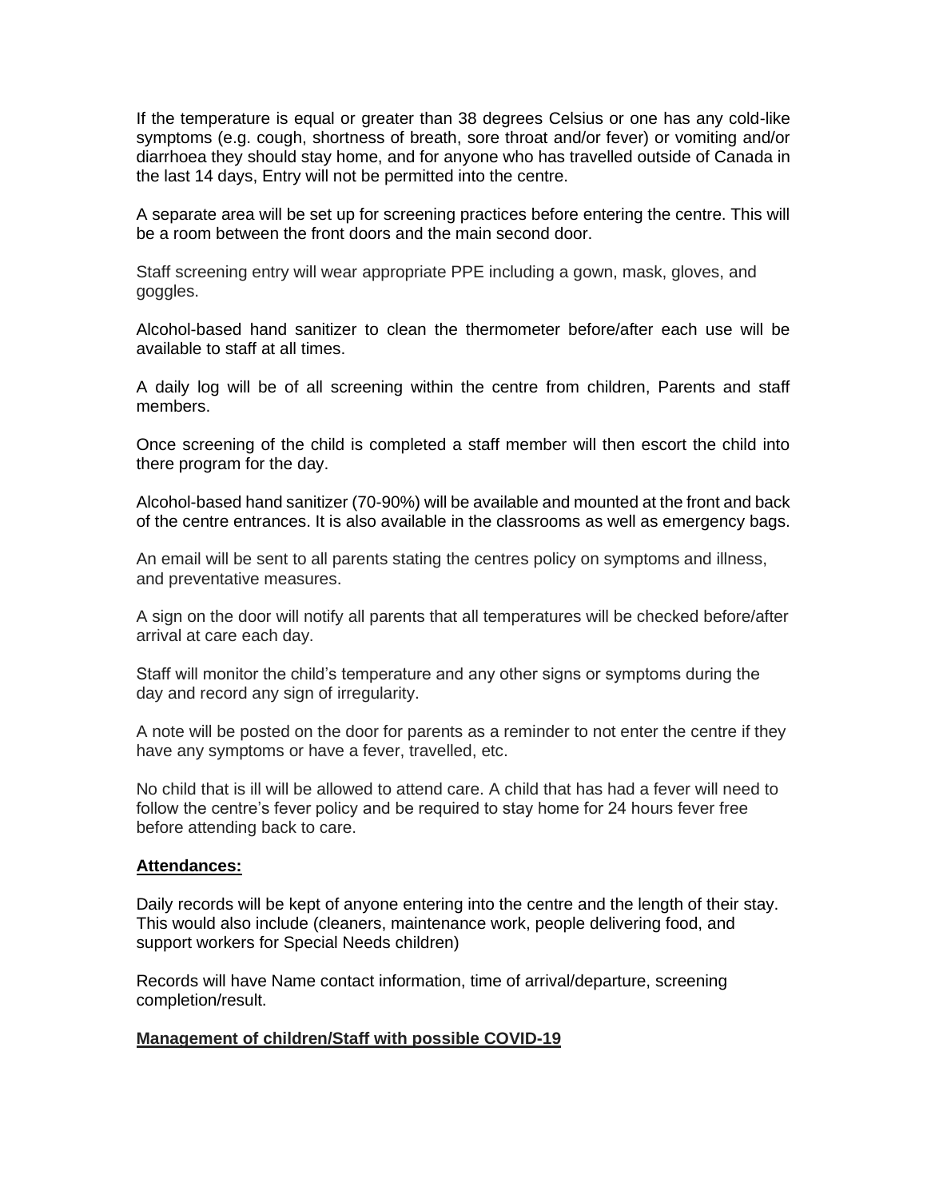If the temperature is equal or greater than 38 degrees Celsius or one has any cold-like symptoms (e.g. cough, shortness of breath, sore throat and/or fever) or vomiting and/or diarrhoea they should stay home, and for anyone who has travelled outside of Canada in the last 14 days, Entry will not be permitted into the centre.

A separate area will be set up for screening practices before entering the centre. This will be a room between the front doors and the main second door.

Staff screening entry will wear appropriate PPE including a gown, mask, gloves, and goggles.

Alcohol-based hand sanitizer to clean the thermometer before/after each use will be available to staff at all times.

A daily log will be of all screening within the centre from children, Parents and staff members.

Once screening of the child is completed a staff member will then escort the child into there program for the day.

Alcohol-based hand sanitizer (70-90%) will be available and mounted at the front and back of the centre entrances. It is also available in the classrooms as well as emergency bags.

An email will be sent to all parents stating the centres policy on symptoms and illness, and preventative measures.

A sign on the door will notify all parents that all temperatures will be checked before/after arrival at care each day.

Staff will monitor the child's temperature and any other signs or symptoms during the day and record any sign of irregularity.

A note will be posted on the door for parents as a reminder to not enter the centre if they have any symptoms or have a fever, travelled, etc.

No child that is ill will be allowed to attend care. A child that has had a fever will need to follow the centre's fever policy and be required to stay home for 24 hours fever free before attending back to care.

**Attendances:**

Daily records will be kept of anyone entering into the centre and the length of their stay. This would also include (cleaners, maintenance work, people delivering food, and support workers for Special Needs children)

Records will have Name contact information, time of arrival/departure, screening completion/result.

**Management of children/Staff with possible COVID-19**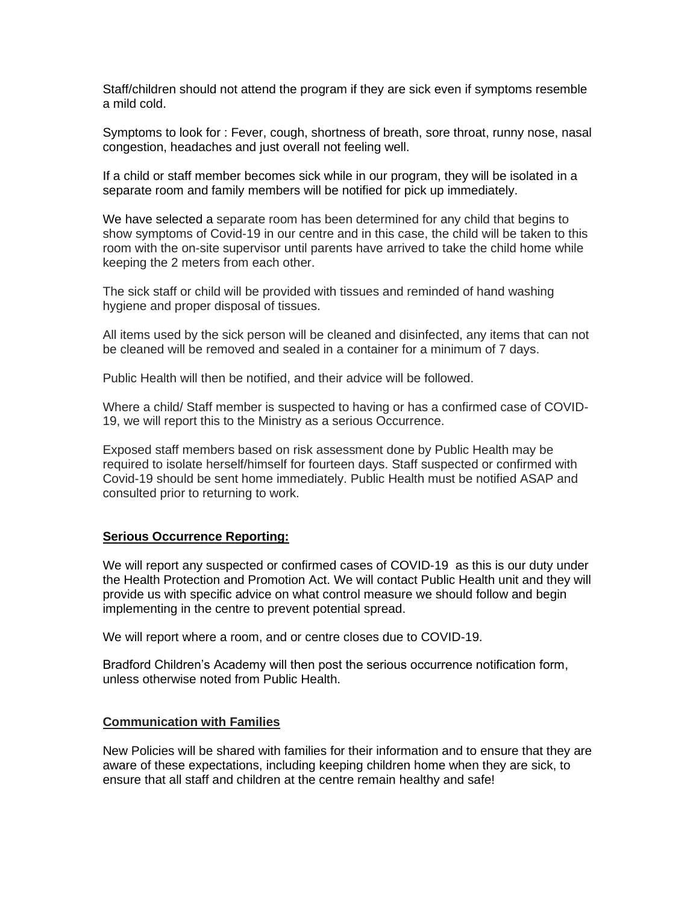Staff/children should not attend the program if they are sick even if symptoms resemble a mild cold.

Symptoms to look for : Fever, cough, shortness of breath, sore throat, runny nose, nasal congestion, headaches and just overall not feeling well.

If a child or staff member becomes sick while in our program, they will be isolated in a separate room and family members will be notified for pick up immediately.

We have selected a separate room has been determined for any child that begins to show symptoms of Covid-19 in our centre and in this case, the child will be taken to this room with the on-site supervisor until parents have arrived to take the child home while keeping the 2 meters from each other.

The sick staff or child will be provided with tissues and reminded of hand washing hygiene and proper disposal of tissues.

All items used by the sick person will be cleaned and disinfected, any items that can not be cleaned will be removed and sealed in a container for a minimum of 7 days.

Public Health will then be notified, and their advice will be followed.

Where a child/ Staff member is suspected to having or has a confirmed case of COVID-19, we will report this to the Ministry as a serious Occurrence.

Exposed staff members based on risk assessment done by Public Health may be required to isolate herself/himself for fourteen days. Staff suspected or confirmed with Covid-19 should be sent home immediately. Public Health must be notified ASAP and consulted prior to returning to work.

## **Serious Occurrence Reporting:**

We will report any suspected or confirmed cases of COVID-19 as this is our duty under the Health Protection and Promotion Act. We will contact Public Health unit and they will provide us with specific advice on what control measure we should follow and begin implementing in the centre to prevent potential spread.

We will report where a room, and or centre closes due to COVID-19.

Bradford Children's Academy will then post the serious occurrence notification form, unless otherwise noted from Public Health.

## **Communication with Families**

New Policies will be shared with families for their information and to ensure that they are aware of these expectations, including keeping children home when they are sick, to ensure that all staff and children at the centre remain healthy and safe!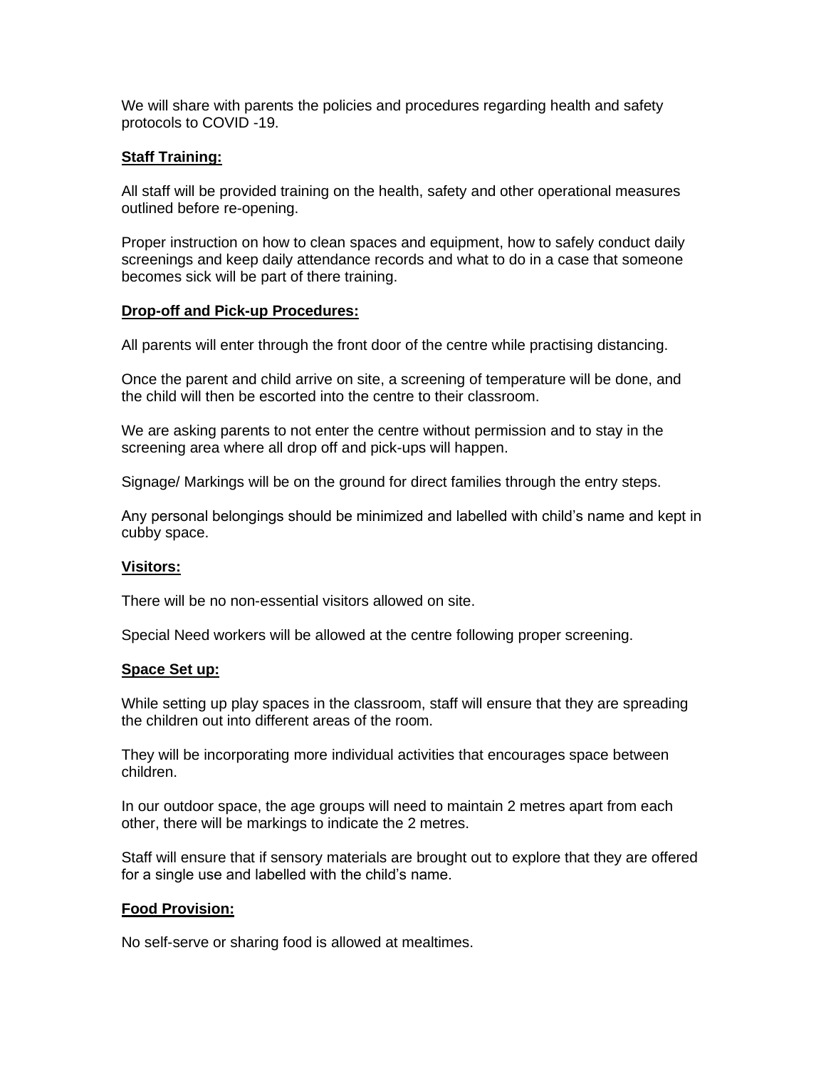We will share with parents the policies and procedures regarding health and safety protocols to COVID -19.

**Staff Training:**

All staff will be provided training on the health, safety and other operational measures outlined before re-opening.

Proper instruction on how to clean spaces and equipment, how to safely conduct daily screenings and keep daily attendance records and what to do in a case that someone becomes sick will be part of there training.

**Drop-off and Pick-up Procedures:**

All parents will enter through the front door of the centre while practising distancing.

Once the parent and child arrive on site, a screening of temperature will be done, and the child will then be escorted into the centre to their classroom.

We are asking parents to not enter the centre without permission and to stay in the screening area where all drop off and pick-ups will happen.

Signage/ Markings will be on the ground for direct families through the entry steps.

Any personal belongings should be minimized and labelled with child's name and kept in cubby space.

**Visitors:**

There will be no non-essential visitors allowed on site.

Special Need workers will be allowed at the centre following proper screening.

**Space Set up:**

While setting up play spaces in the classroom, staff will ensure that they are spreading the children out into different areas of the room.

They will be incorporating more individual activities that encourages space between children.

In our outdoor space, the age groups will need to maintain 2 metres apart from each other, there will be markings to indicate the 2 metres.

Staff will ensure that if sensory materials are brought out to explore that they are offered for a single use and labelled with the child's name.

**Food Provision:**

No self-serve or sharing food is allowed at mealtimes.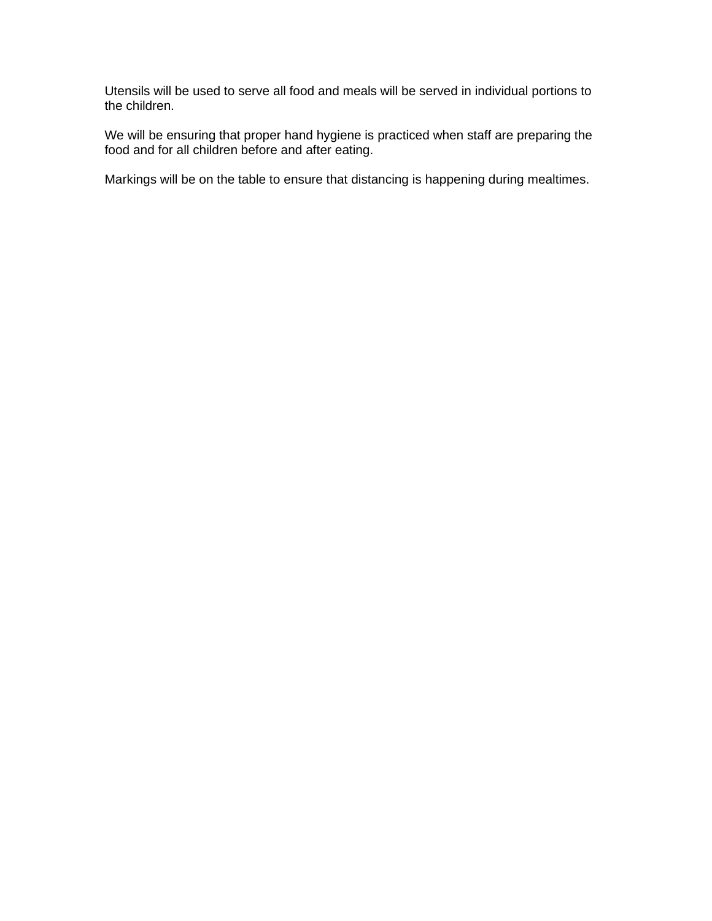Utensils will be used to serve all food and meals will be served in individual portions to the children.

We will be ensuring that proper hand hygiene is practiced when staff are preparing the food and for all children before and after eating.

Markings will be on the table to ensure that distancing is happening during mealtimes.